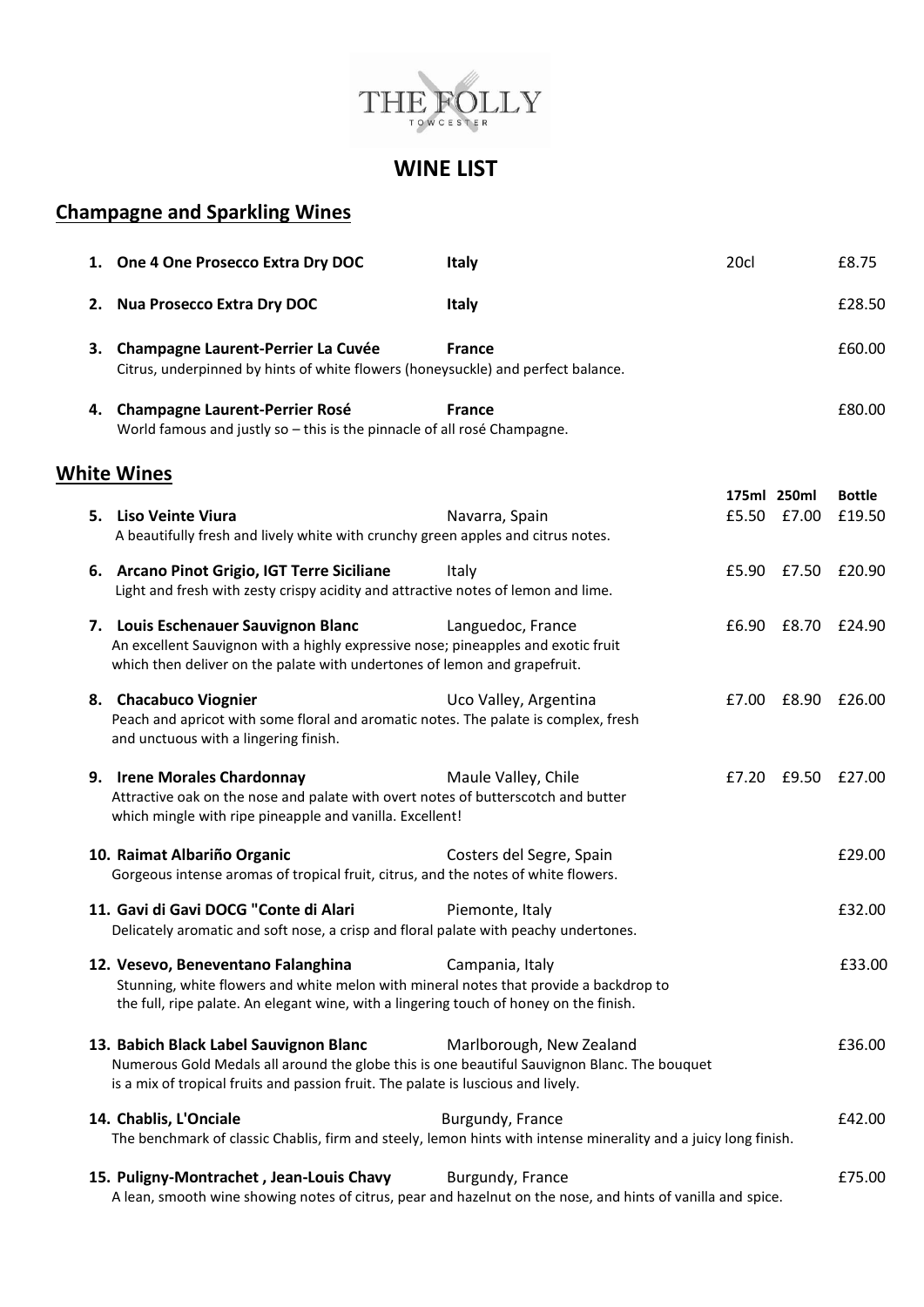# THE FOLLY

TOWCESTER

## WINE LIST

## Champagne and Sparkling Wines

| No. | Wine | Origin | Size | Price |
|---|---|---|---|---|
| 1. | **One 4 One Prosecco Extra Dry DOC** | **Italy** | 20cl | £8.75 |
| 2. | **Nua Prosecco Extra Dry DOC** | **Italy** | | £28.50 |
| 3. | **Champagne Laurent-Perrier La Cuvée**<br>Citrus, underpinned by hints of white flowers (honeysuckle) and perfect balance. | **France** | | £60.00 |
| 4. | **Champagne Laurent-Perrier Rosé**<br>World famous and justly so – this is the pinnacle of all rosé Champagne. | **France** | | £80.00 |

## White Wines

| No. | Wine | Region | 175ml | 250ml | Bottle |
|---|---|---|---|---|---|
| 5. | **Liso Veinte Viura**<br>A beautifully fresh and lively white with crunchy green apples and citrus notes. | Navarra, Spain | £5.50 | £7.00 | £19.50 |
| 6. | **Arcano Pinot Grigio, IGT Terre Siciliane**<br>Light and fresh with zesty crispy acidity and attractive notes of lemon and lime. | Italy | £5.90 | £7.50 | £20.90 |
| 7. | **Louis Eschenauer Sauvignon Blanc**<br>An excellent Sauvignon with a highly expressive nose; pineapples and exotic fruit which then deliver on the palate with undertones of lemon and grapefruit. | Languedoc, France | £6.90 | £8.70 | £24.90 |
| 8. | **Chacabuco Viognier**<br>Peach and apricot with some floral and aromatic notes. The palate is complex, fresh and unctuous with a lingering finish. | Uco Valley, Argentina | £7.00 | £8.90 | £26.00 |
| 9. | **Irene Morales Chardonnay**<br>Attractive oak on the nose and palate with overt notes of butterscotch and butter which mingle with ripe pineapple and vanilla. Excellent! | Maule Valley, Chile | £7.20 | £9.50 | £27.00 |
| 10. | **Raimat Albariño Organic**<br>Gorgeous intense aromas of tropical fruit, citrus, and the notes of white flowers. | Costers del Segre, Spain | | | £29.00 |
| 11. | **Gavi di Gavi DOCG "Conte di Alari**<br>Delicately aromatic and soft nose, a crisp and floral palate with peachy undertones. | Piemonte, Italy | | | £32.00 |
| 12. | **Vesevo, Beneventano Falanghina**<br>Stunning, white flowers and white melon with mineral notes that provide a backdrop to the full, ripe palate. An elegant wine, with a lingering touch of honey on the finish. | Campania, Italy | | | £33.00 |
| 13. | **Babich Black Label Sauvignon Blanc**<br>Numerous Gold Medals all around the globe this is one beautiful Sauvignon Blanc. The bouquet is a mix of tropical fruits and passion fruit. The palate is luscious and lively. | Marlborough, New Zealand | | | £36.00 |
| 14. | **Chablis, L'Onciale**<br>The benchmark of classic Chablis, firm and steely, lemon hints with intense minerality and a juicy long finish. | Burgundy, France | | | £42.00 |
| 15. | **Puligny-Montrachet , Jean-Louis Chavy**<br>A lean, smooth wine showing notes of citrus, pear and hazelnut on the nose, and hints of vanilla and spice. | Burgundy, France | | | £75.00 |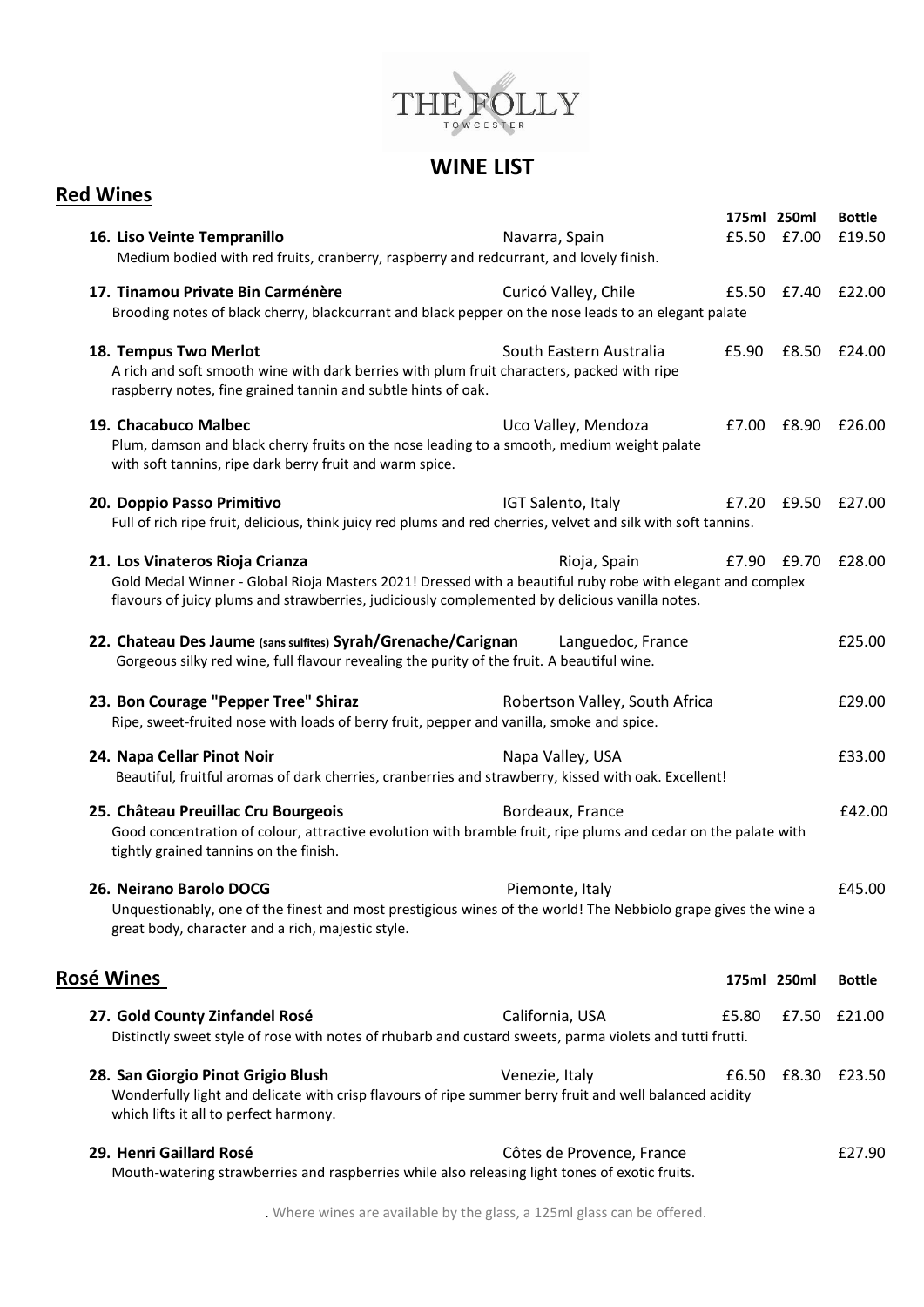THE FOLLY
TOWCESTER

# WINE LIST

## Red Wines

| | | 175ml | 250ml | Bottle |
|---|---|---|---|---|
| **16. Liso Veinte Tempranillo**<br>Medium bodied with red fruits, cranberry, raspberry and redcurrant, and lovely finish. | Navarra, Spain | £5.50 | £7.00 | £19.50 |
| **17. Tinamou Private Bin Carménère**<br>Brooding notes of black cherry, blackcurrant and black pepper on the nose leads to an elegant palate | Curicó Valley, Chile | £5.50 | £7.40 | £22.00 |
| **18. Tempus Two Merlot**<br>A rich and soft smooth wine with dark berries with plum fruit characters, packed with ripe raspberry notes, fine grained tannin and subtle hints of oak. | South Eastern Australia | £5.90 | £8.50 | £24.00 |
| **19. Chacabuco Malbec**<br>Plum, damson and black cherry fruits on the nose leading to a smooth, medium weight palate with soft tannins, ripe dark berry fruit and warm spice. | Uco Valley, Mendoza | £7.00 | £8.90 | £26.00 |
| **20. Doppio Passo Primitivo**<br>Full of rich ripe fruit, delicious, think juicy red plums and red cherries, velvet and silk with soft tannins. | IGT Salento, Italy | £7.20 | £9.50 | £27.00 |
| **21. Los Vinateros Rioja Crianza**<br>Gold Medal Winner - Global Rioja Masters 2021! Dressed with a beautiful ruby robe with elegant and complex flavours of juicy plums and strawberries, judiciously complemented by delicious vanilla notes. | Rioja, Spain | £7.90 | £9.70 | £28.00 |
| **22. Chateau Des Jaume (sans sulfites) Syrah/Grenache/Carignan**<br>Gorgeous silky red wine, full flavour revealing the purity of the fruit. A beautiful wine. | Languedoc, France | | | £25.00 |
| **23. Bon Courage "Pepper Tree" Shiraz**<br>Ripe, sweet-fruited nose with loads of berry fruit, pepper and vanilla, smoke and spice. | Robertson Valley, South Africa | | | £29.00 |
| **24. Napa Cellar Pinot Noir**<br>Beautiful, fruitful aromas of dark cherries, cranberries and strawberry, kissed with oak. Excellent! | Napa Valley, USA | | | £33.00 |
| **25. Château Preuillac Cru Bourgeois**<br>Good concentration of colour, attractive evolution with bramble fruit, ripe plums and cedar on the palate with tightly grained tannins on the finish. | Bordeaux, France | | | £42.00 |
| **26. Neirano Barolo DOCG**<br>Unquestionably, one of the finest and most prestigious wines of the world! The Nebbiolo grape gives the wine a great body, character and a rich, majestic style. | Piemonte, Italy | | | £45.00 |

## Rosé Wines

| | | 175ml | 250ml | Bottle |
|---|---|---|---|---|
| **27. Gold County Zinfandel Rosé**<br>Distinctly sweet style of rose with notes of rhubarb and custard sweets, parma violets and tutti frutti. | California, USA | £5.80 | £7.50 | £21.00 |
| **28. San Giorgio Pinot Grigio Blush**<br>Wonderfully light and delicate with crisp flavours of ripe summer berry fruit and well balanced acidity which lifts it all to perfect harmony. | Venezie, Italy | £6.50 | £8.30 | £23.50 |
| **29. Henri Gaillard Rosé**<br>Mouth-watering strawberries and raspberries while also releasing light tones of exotic fruits. | Côtes de Provence, France | | | £27.90 |

. Where wines are available by the glass, a 125ml glass can be offered.